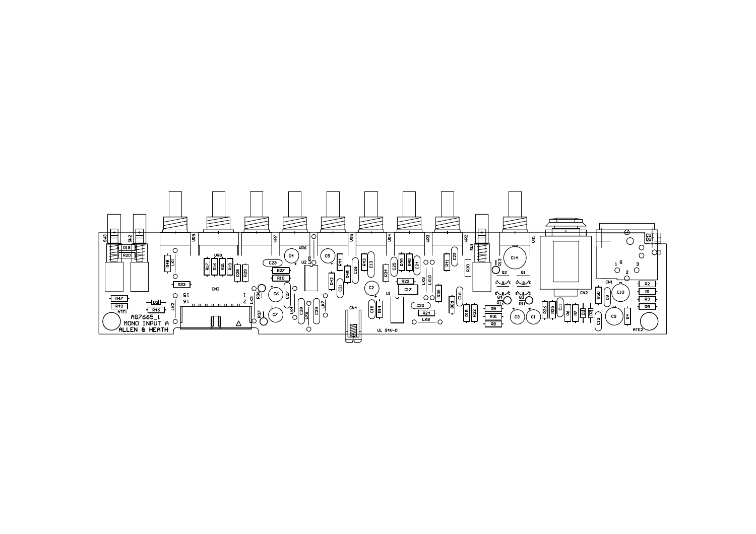AG7665_1
MONO INPUT A
ALLEN & HEATH

UL 94V-0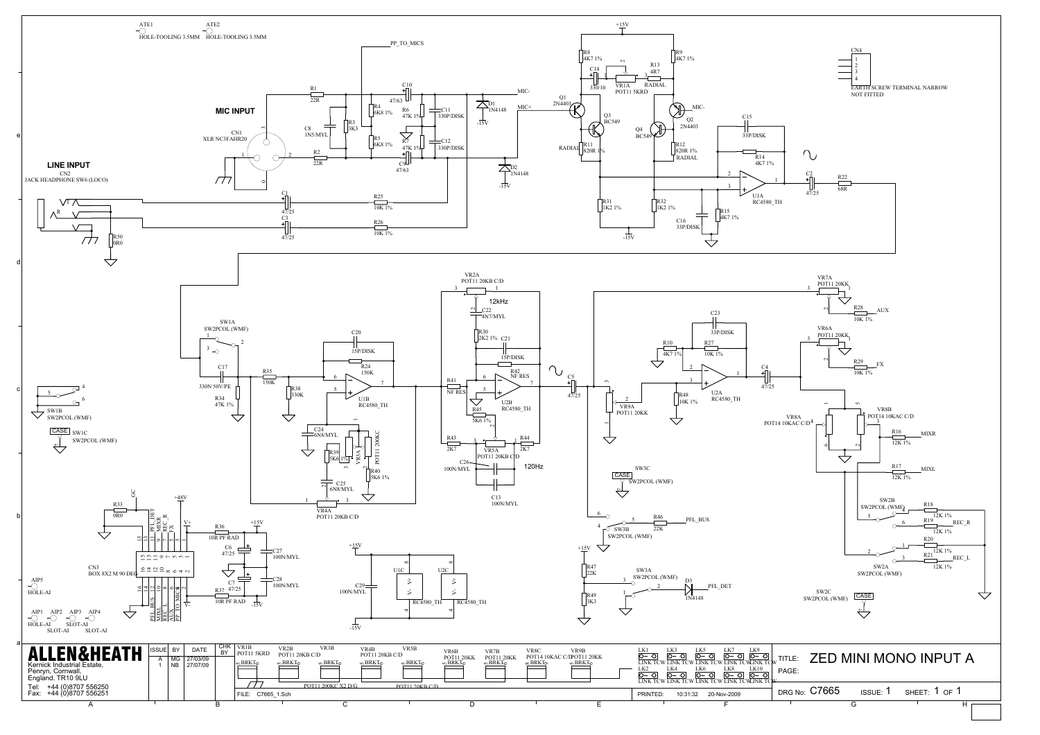ATE1 HOLE-TOOLING 3.5MM
ATE2 HOLE-TOOLING 3.5MM

PP_TO_MICS

**MIC INPUT**

CN1
XLR NC3FAHR20

**LINE INPUT**

CN2
JACK HEADPHONE SW6 (LOCO)

R1 22R
R2 22R
C8 1N5/MYL
R3 3K3
R4 6K8 1%
R5 6K8 1%
R6 47K 1%
R7 47K 1%
C10 47/63
C9 47/63
C11 330P/DISK
C12 330P/DISK
D1 1N4148
D2 1N4148
MIC-
MIC+
-15V
+15V
R8 4K7 1%
R9 4K7 1%
C14 330/10
VR1A POT11 5KRD
R13 4R7 RADIAL
Q1 2N4403
Q2 2N4403
Q3 BC549
Q4 BC549
R11 820R 1% RADIAL
R12 820R 1% RADIAL
R31 1K2 1%
R32 1K2 1%
C15 33P/DISK
R14 4K7 1%
U1A RC4580_TH
C16 33P/DISK
R15 4K7 1%
C2 47/25
R22 68R

CN4
EARTH SCREW TERMINAL NARROW
NOT FITTED

C1 47/25
C3 47/25
R25 10K 1%
R26 10K 1%
R50 0R0

SW1A SW2PCOL (WMF)
C17 330N 50V/PE
R34 47K 1%
SW1B SW2PCOL (WMF)
SW1C SW2PCOL (WMF)
CASE

C20 15P/DISK
R24 150K
R35 150K
R38 330K
U1B RC4580_TH
C24 6N8/MYL
R39 5K6 1%
VR3A POT11 200KC
R40 5K6 1%
C25 6N8/MYL
VR4A POT11 20KB C/D

VR2A POT11 20KB C/D
12kHz
C22 4N7/MYL
R30 2K2 1%
C21 15P/DISK
R42 NF RES
R41 NF RES
U2B RC4580_TH
R45 5K6 1%
R43 2K7
R44 2K7
VR5A POT11 20KB C/D
C26 100N/MYL
120Hz
C13 100N/MYL

C5 47/25
VR9A POT11 20KK
R10 4K7 1%
R27 10K 1%
C23 33P/DISK
R48 10K 1%
U2A RC4580_TH
C4 47/25

VR7A POT11 20KK
R28 10K 1% AUX
VR6A POT11 20KK
R29 10K 1% FX
VR8A POT14 10KAC C/D
VR8B POT14 10KAC C/D
R16 12K 1% MIXR
R17 12K 1% MIXL

SW3C SW2PCOL (WMF)
CASE
SW3B SW2PCOL (WMF)
R46 22K PFL_BUS

SW2B SW2PCOL (WMF)
R18 12K 1%
R19 12K 1% REC_R
R20 12K 1%
R21 12K 1% REC_L
SW2A SW2PCOL (WMF)

+15V
R47 22K
R49 3K3
SW3A SW2PCOL (WMF)
D3 1N4148 PFL_DET

SW2C SW2PCOL (WMF)
CASE

R33 0R0
GC
+48V
CN3
BOX 8X2 M 90 DEG
PFL_DET, MIXR, REC_R, FX, V+
PFL_BUS, MIXL, REC_L, AUX, PP TO MICS, V-
R36 10R PF RAD
R37 10R PF RAD
C6 47/25
C7 47/25
C27 100N/MYL
C28 100N/MYL
+15V
-15V

+15V
C29 100N/MYL
U1C RC4580_TH
U2C RC4580_TH
-15V

AIP5 HOLE-AI
AIP1 HOLE-AI
AIP2 SLOT-AI
AIP3 SLOT-AI
AIP4 SLOT-AI

**ALLEN&HEATH**
Kernick Industrial Estate,
Penryn, Cornwall,
England. TR10 9LU
Tel: +44 (0)8707 556250
Fax: +44 (0)8707 556251

| ISSUE | BY | DATE | CHK BY |
|---|---|---|---|
| A | MG | 27/03/09 | |
| 1 | NB | 27/07/09 | |

VR1B POT11 5KRD BRKT
VR2B POT11 20KB C/D BRKT
VR3B BRKT
POT11 200KC X2 D/G
VR4B POT11 20KB C/D BRKT
VR5B BRKT
POT11 20KB C/D
VR6B POT11 20KK BRKT
VR7B POT11 20KK BRKT
VR8C POT14 10KAC C/D BRKT
VR9B POT11 20KK BRKT

LK1 LK2 LK3 LK4 LK5 LK6 LK7 LK8 LK9 LK10 LINK TCW

FILE: C7665_1.Sch
PRINTED: 10:31:32 20-Nov-2009

TITLE: ZED MINI MONO INPUT A
PAGE:
DRG No: C7665 ISSUE: 1 SHEET: 1 OF 1